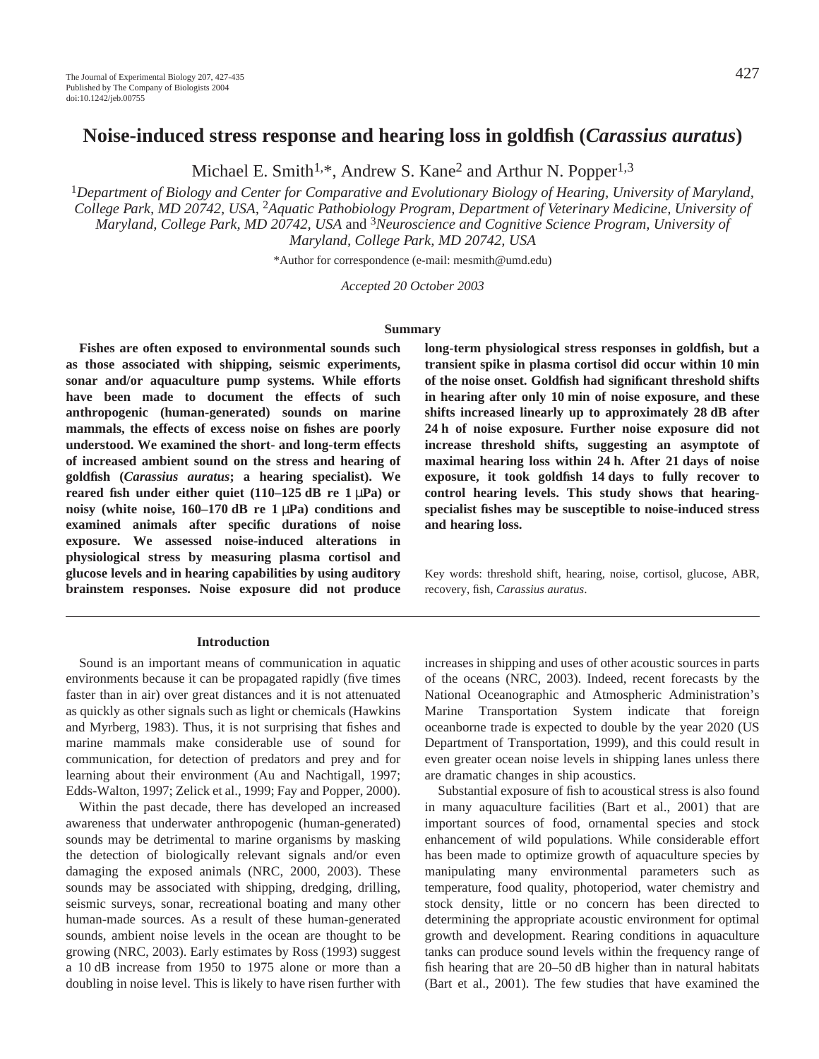# Noise-induced stress response and hearing loss in goldfish (*Carassius auratus*)

Michael E. Smith[1,*], Andrew S. Kane[2] and Arthur N. Popper[1,3]

[1]*Department of Biology and Center for Comparative and Evolutionary Biology of Hearing, University of Maryland, College Park, MD 20742, USA,* [2]*Aquatic Pathobiology Program, Department of Veterinary Medicine, University of Maryland, College Park, MD 20742, USA* and [3]*Neuroscience and Cognitive Science Program, University of Maryland, College Park, MD 20742, USA*

*Author for correspondence (e-mail: mesmith@umd.edu)

*Accepted 20 October 2003*

## Summary

**Fishes are often exposed to environmental sounds such as those associated with shipping, seismic experiments, sonar and/or aquaculture pump systems. While efforts have been made to document the effects of such anthropogenic (human-generated) sounds on marine mammals, the effects of excess noise on fishes are poorly understood. We examined the short- and long-term effects of increased ambient sound on the stress and hearing of goldfish (*Carassius auratus*; a hearing specialist). We reared fish under either quiet (110–125 dB re 1 μPa) or noisy (white noise, 160–170 dB re 1 μPa) conditions and examined animals after specific durations of noise exposure. We assessed noise-induced alterations in physiological stress by measuring plasma cortisol and glucose levels and in hearing capabilities by using auditory brainstem responses. Noise exposure did not produce long-term physiological stress responses in goldfish, but a transient spike in plasma cortisol did occur within 10 min of the noise onset. Goldfish had significant threshold shifts in hearing after only 10 min of noise exposure, and these shifts increased linearly up to approximately 28 dB after 24 h of noise exposure. Further noise exposure did not increase threshold shifts, suggesting an asymptote of maximal hearing loss within 24 h. After 21 days of noise exposure, it took goldfish 14 days to fully recover to control hearing levels. This study shows that hearing-specialist fishes may be susceptible to noise-induced stress and hearing loss.**

Key words: threshold shift, hearing, noise, cortisol, glucose, ABR, recovery, fish, *Carassius auratus*.

## Introduction

Sound is an important means of communication in aquatic environments because it can be propagated rapidly (five times faster than in air) over great distances and it is not attenuated as quickly as other signals such as light or chemicals (Hawkins and Myrberg, 1983). Thus, it is not surprising that fishes and marine mammals make considerable use of sound for communication, for detection of predators and prey and for learning about their environment (Au and Nachtigall, 1997; Edds-Walton, 1997; Zelick et al., 1999; Fay and Popper, 2000).

Within the past decade, there has developed an increased awareness that underwater anthropogenic (human-generated) sounds may be detrimental to marine organisms by masking the detection of biologically relevant signals and/or even damaging the exposed animals (NRC, 2000, 2003). These sounds may be associated with shipping, dredging, drilling, seismic surveys, sonar, recreational boating and many other human-made sources. As a result of these human-generated sounds, ambient noise levels in the ocean are thought to be growing (NRC, 2003). Early estimates by Ross (1993) suggest a 10 dB increase from 1950 to 1975 alone or more than a doubling in noise level. This is likely to have risen further with increases in shipping and uses of other acoustic sources in parts of the oceans (NRC, 2003). Indeed, recent forecasts by the National Oceanographic and Atmospheric Administration's Marine Transportation System indicate that foreign oceanborne trade is expected to double by the year 2020 (US Department of Transportation, 1999), and this could result in even greater ocean noise levels in shipping lanes unless there are dramatic changes in ship acoustics.

Substantial exposure of fish to acoustical stress is also found in many aquaculture facilities (Bart et al., 2001) that are important sources of food, ornamental species and stock enhancement of wild populations. While considerable effort has been made to optimize growth of aquaculture species by manipulating many environmental parameters such as temperature, food quality, photoperiod, water chemistry and stock density, little or no concern has been directed to determining the appropriate acoustic environment for optimal growth and development. Rearing conditions in aquaculture tanks can produce sound levels within the frequency range of fish hearing that are 20–50 dB higher than in natural habitats (Bart et al., 2001). The few studies that have examined the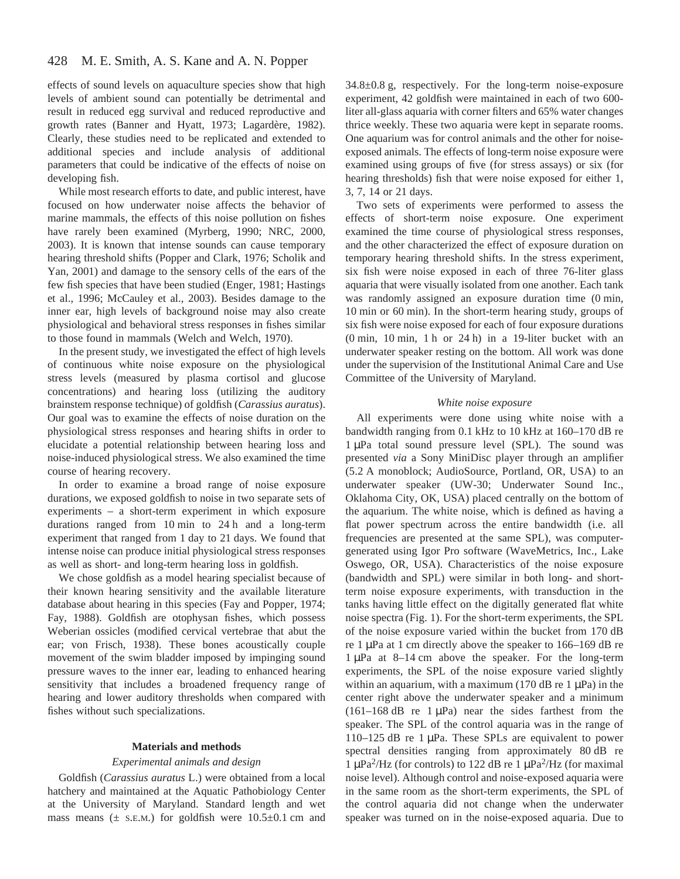effects of sound levels on aquaculture species show that high levels of ambient sound can potentially be detrimental and result in reduced egg survival and reduced reproductive and growth rates (Banner and Hyatt, 1973; Lagardère, 1982). Clearly, these studies need to be replicated and extended to additional species and include analysis of additional parameters that could be indicative of the effects of noise on developing fish.

While most research efforts to date, and public interest, have focused on how underwater noise affects the behavior of marine mammals, the effects of this noise pollution on fishes have rarely been examined (Myrberg, 1990; NRC, 2000, 2003). It is known that intense sounds can cause temporary hearing threshold shifts (Popper and Clark, 1976; Scholik and Yan, 2001) and damage to the sensory cells of the ears of the few fish species that have been studied (Enger, 1981; Hastings et al., 1996; McCauley et al., 2003). Besides damage to the inner ear, high levels of background noise may also create physiological and behavioral stress responses in fishes similar to those found in mammals (Welch and Welch, 1970).

In the present study, we investigated the effect of high levels of continuous white noise exposure on the physiological stress levels (measured by plasma cortisol and glucose concentrations) and hearing loss (utilizing the auditory brainstem response technique) of goldfish (*Carassius auratus*). Our goal was to examine the effects of noise duration on the physiological stress responses and hearing shifts in order to elucidate a potential relationship between hearing loss and noise-induced physiological stress. We also examined the time course of hearing recovery.

In order to examine a broad range of noise exposure durations, we exposed goldfish to noise in two separate sets of experiments – a short-term experiment in which exposure durations ranged from 10 min to 24 h and a long-term experiment that ranged from 1 day to 21 days. We found that intense noise can produce initial physiological stress responses as well as short- and long-term hearing loss in goldfish.

We chose goldfish as a model hearing specialist because of their known hearing sensitivity and the available literature database about hearing in this species (Fay and Popper, 1974; Fay, 1988). Goldfish are otophysan fishes, which possess Weberian ossicles (modified cervical vertebrae that abut the ear; von Frisch, 1938). These bones acoustically couple movement of the swim bladder imposed by impinging sound pressure waves to the inner ear, leading to enhanced hearing sensitivity that includes a broadened frequency range of hearing and lower auditory thresholds when compared with fishes without such specializations.

## Materials and methods

### *Experimental animals and design*

Goldfish (*Carassius auratus* L.) were obtained from a local hatchery and maintained at the Aquatic Pathobiology Center at the University of Maryland. Standard length and wet mass means (± S.E.M.) for goldfish were 10.5±0.1 cm and 34.8±0.8 g, respectively. For the long-term noise-exposure experiment, 42 goldfish were maintained in each of two 600-liter all-glass aquaria with corner filters and 65% water changes thrice weekly. These two aquaria were kept in separate rooms. One aquarium was for control animals and the other for noise-exposed animals. The effects of long-term noise exposure were examined using groups of five (for stress assays) or six (for hearing thresholds) fish that were noise exposed for either 1, 3, 7, 14 or 21 days.

Two sets of experiments were performed to assess the effects of short-term noise exposure. One experiment examined the time course of physiological stress responses, and the other characterized the effect of exposure duration on temporary hearing threshold shifts. In the stress experiment, six fish were noise exposed in each of three 76-liter glass aquaria that were visually isolated from one another. Each tank was randomly assigned an exposure duration time (0 min, 10 min or 60 min). In the short-term hearing study, groups of six fish were noise exposed for each of four exposure durations (0 min, 10 min, 1 h or 24 h) in a 19-liter bucket with an underwater speaker resting on the bottom. All work was done under the supervision of the Institutional Animal Care and Use Committee of the University of Maryland.

### *White noise exposure*

All experiments were done using white noise with a bandwidth ranging from 0.1 kHz to 10 kHz at 160–170 dB re 1 μPa total sound pressure level (SPL). The sound was presented *via* a Sony MiniDisc player through an amplifier (5.2 A monoblock; AudioSource, Portland, OR, USA) to an underwater speaker (UW-30; Underwater Sound Inc., Oklahoma City, OK, USA) placed centrally on the bottom of the aquarium. The white noise, which is defined as having a flat power spectrum across the entire bandwidth (i.e. all frequencies are presented at the same SPL), was computer-generated using Igor Pro software (WaveMetrics, Inc., Lake Oswego, OR, USA). Characteristics of the noise exposure (bandwidth and SPL) were similar in both long- and short-term noise exposure experiments, with transduction in the tanks having little effect on the digitally generated flat white noise spectra (Fig. 1). For the short-term experiments, the SPL of the noise exposure varied within the bucket from 170 dB re 1 μPa at 1 cm directly above the speaker to 166–169 dB re 1 μPa at 8–14 cm above the speaker. For the long-term experiments, the SPL of the noise exposure varied slightly within an aquarium, with a maximum (170 dB re 1 μPa) in the center right above the underwater speaker and a minimum (161–168 dB re 1 μPa) near the sides farthest from the speaker. The SPL of the control aquaria was in the range of 110–125 dB re 1 μPa. These SPLs are equivalent to power spectral densities ranging from approximately 80 dB re 1 $\mu Pa^2$/Hz (for controls) to 122 dB re 1 $\mu Pa^2$/Hz (for maximal noise level). Although control and noise-exposed aquaria were in the same room as the short-term experiments, the SPL of the control aquaria did not change when the underwater speaker was turned on in the noise-exposed aquaria. Due to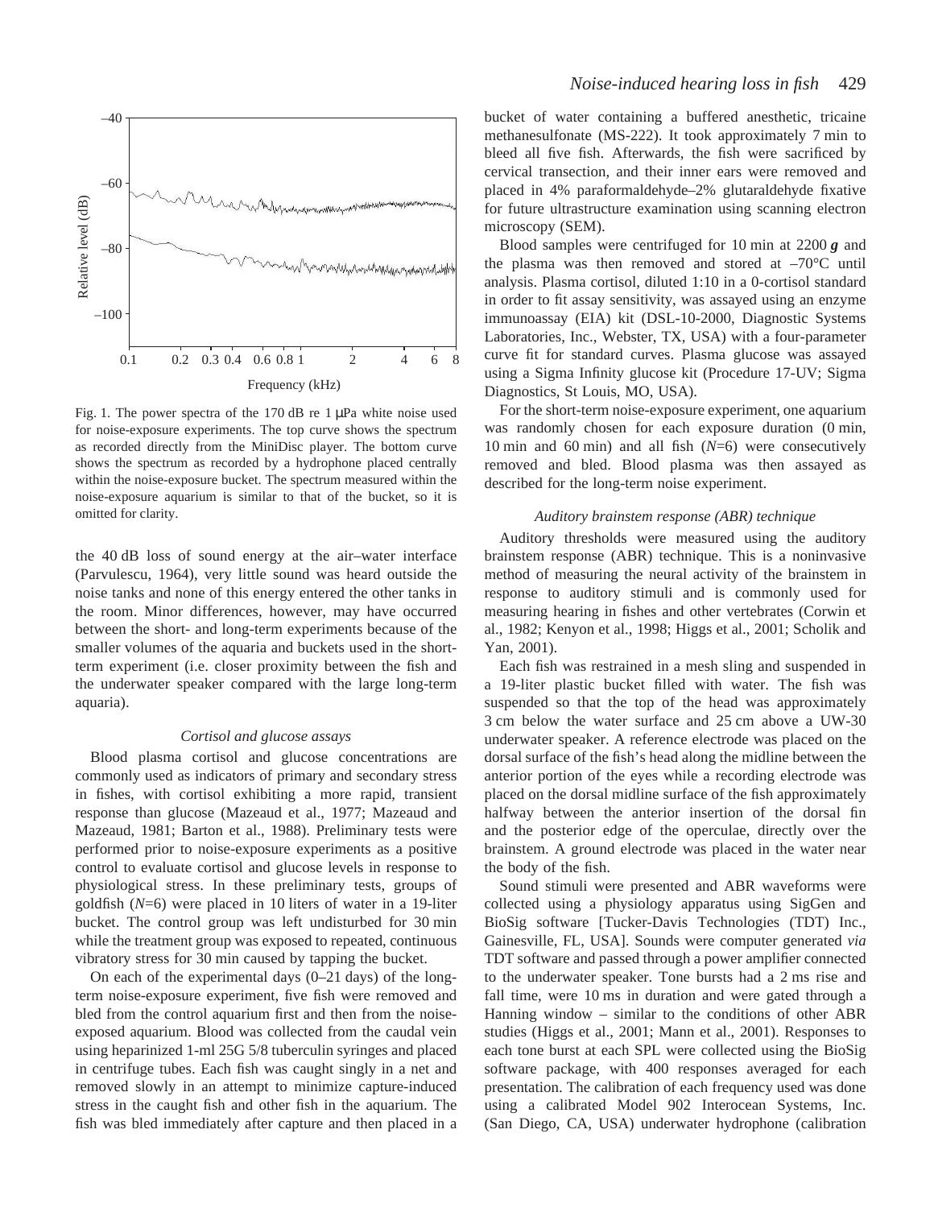Fig. 1. The power spectra of the 170 dB re 1 μPa white noise used for noise-exposure experiments. The top curve shows the spectrum as recorded directly from the MiniDisc player. The bottom curve shows the spectrum as recorded by a hydrophone placed centrally within the noise-exposure bucket. The spectrum measured within the noise-exposure aquarium is similar to that of the bucket, so it is omitted for clarity.

the 40 dB loss of sound energy at the air–water interface (Parvulescu, 1964), very little sound was heard outside the noise tanks and none of this energy entered the other tanks in the room. Minor differences, however, may have occurred between the short- and long-term experiments because of the smaller volumes of the aquaria and buckets used in the short-term experiment (i.e. closer proximity between the fish and the underwater speaker compared with the large long-term aquaria).

### *Cortisol and glucose assays*

Blood plasma cortisol and glucose concentrations are commonly used as indicators of primary and secondary stress in fishes, with cortisol exhibiting a more rapid, transient response than glucose (Mazeaud et al., 1977; Mazeaud and Mazeaud, 1981; Barton et al., 1988). Preliminary tests were performed prior to noise-exposure experiments as a positive control to evaluate cortisol and glucose levels in response to physiological stress. In these preliminary tests, groups of goldfish ($N$=6) were placed in 10 liters of water in a 19-liter bucket. The control group was left undisturbed for 30 min while the treatment group was exposed to repeated, continuous vibratory stress for 30 min caused by tapping the bucket.

On each of the experimental days (0–21 days) of the long-term noise-exposure experiment, five fish were removed and bled from the control aquarium first and then from the noise-exposed aquarium. Blood was collected from the caudal vein using heparinized 1-ml 25G 5/8 tuberculin syringes and placed in centrifuge tubes. Each fish was caught singly in a net and removed slowly in an attempt to minimize capture-induced stress in the caught fish and other fish in the aquarium. The fish was bled immediately after capture and then placed in a bucket of water containing a buffered anesthetic, tricaine methanesulfonate (MS-222). It took approximately 7 min to bleed all five fish. Afterwards, the fish were sacrificed by cervical transection, and their inner ears were removed and placed in 4% paraformaldehyde–2% glutaraldehyde fixative for future ultrastructure examination using scanning electron microscopy (SEM).

Blood samples were centrifuged for 10 min at 2200 ***g*** and the plasma was then removed and stored at –70°C until analysis. Plasma cortisol, diluted 1:10 in a 0-cortisol standard in order to fit assay sensitivity, was assayed using an enzyme immunoassay (EIA) kit (DSL-10-2000, Diagnostic Systems Laboratories, Inc., Webster, TX, USA) with a four-parameter curve fit for standard curves. Plasma glucose was assayed using a Sigma Infinity glucose kit (Procedure 17-UV; Sigma Diagnostics, St Louis, MO, USA).

For the short-term noise-exposure experiment, one aquarium was randomly chosen for each exposure duration (0 min, 10 min and 60 min) and all fish ($N$=6) were consecutively removed and bled. Blood plasma was then assayed as described for the long-term noise experiment.

### *Auditory brainstem response (ABR) technique*

Auditory thresholds were measured using the auditory brainstem response (ABR) technique. This is a noninvasive method of measuring the neural activity of the brainstem in response to auditory stimuli and is commonly used for measuring hearing in fishes and other vertebrates (Corwin et al., 1982; Kenyon et al., 1998; Higgs et al., 2001; Scholik and Yan, 2001).

Each fish was restrained in a mesh sling and suspended in a 19-liter plastic bucket filled with water. The fish was suspended so that the top of the head was approximately 3 cm below the water surface and 25 cm above a UW-30 underwater speaker. A reference electrode was placed on the dorsal surface of the fish's head along the midline between the anterior portion of the eyes while a recording electrode was placed on the dorsal midline surface of the fish approximately halfway between the anterior insertion of the dorsal fin and the posterior edge of the operculae, directly over the brainstem. A ground electrode was placed in the water near the body of the fish.

Sound stimuli were presented and ABR waveforms were collected using a physiology apparatus using SigGen and BioSig software [Tucker-Davis Technologies (TDT) Inc., Gainesville, FL, USA]. Sounds were computer generated *via* TDT software and passed through a power amplifier connected to the underwater speaker. Tone bursts had a 2 ms rise and fall time, were 10 ms in duration and were gated through a Hanning window – similar to the conditions of other ABR studies (Higgs et al., 2001; Mann et al., 2001). Responses to each tone burst at each SPL were collected using the BioSig software package, with 400 responses averaged for each presentation. The calibration of each frequency used was done using a calibrated Model 902 Interocean Systems, Inc. (San Diego, CA, USA) underwater hydrophone (calibration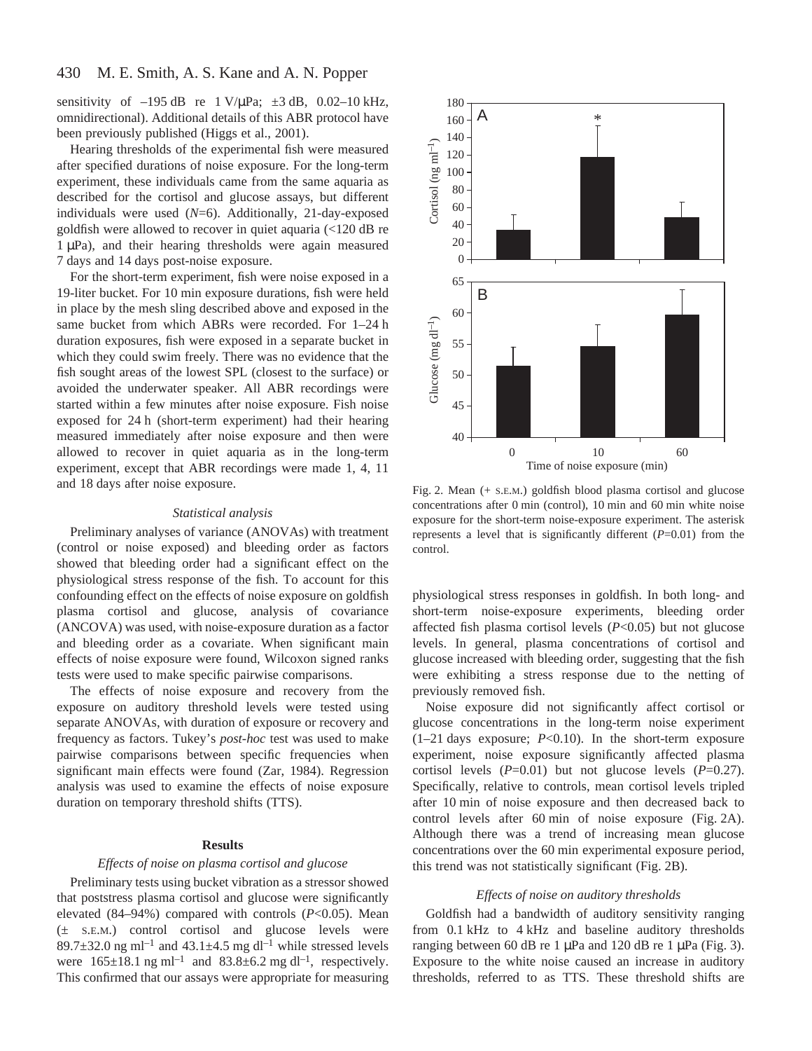sensitivity of –195 dB re 1 V/μPa; ±3 dB, 0.02–10 kHz, omnidirectional). Additional details of this ABR protocol have been previously published (Higgs et al., 2001).

Hearing thresholds of the experimental fish were measured after specified durations of noise exposure. For the long-term experiment, these individuals came from the same aquaria as described for the cortisol and glucose assays, but different individuals were used (*N*=6). Additionally, 21-day-exposed goldfish were allowed to recover in quiet aquaria (<120 dB re 1 μPa), and their hearing thresholds were again measured 7 days and 14 days post-noise exposure.

For the short-term experiment, fish were noise exposed in a 19-liter bucket. For 10 min exposure durations, fish were held in place by the mesh sling described above and exposed in the same bucket from which ABRs were recorded. For 1–24 h duration exposures, fish were exposed in a separate bucket in which they could swim freely. There was no evidence that the fish sought areas of the lowest SPL (closest to the surface) or avoided the underwater speaker. All ABR recordings were started within a few minutes after noise exposure. Fish noise exposed for 24 h (short-term experiment) had their hearing measured immediately after noise exposure and then were allowed to recover in quiet aquaria as in the long-term experiment, except that ABR recordings were made 1, 4, 11 and 18 days after noise exposure.

### *Statistical analysis*

Preliminary analyses of variance (ANOVAs) with treatment (control or noise exposed) and bleeding order as factors showed that bleeding order had a significant effect on the physiological stress response of the fish. To account for this confounding effect on the effects of noise exposure on goldfish plasma cortisol and glucose, analysis of covariance (ANCOVA) was used, with noise-exposure duration as a factor and bleeding order as a covariate. When significant main effects of noise exposure were found, Wilcoxon signed ranks tests were used to make specific pairwise comparisons.

The effects of noise exposure and recovery from the exposure on auditory threshold levels were tested using separate ANOVAs, with duration of exposure or recovery and frequency as factors. Tukey's *post-hoc* test was used to make pairwise comparisons between specific frequencies when significant main effects were found (Zar, 1984). Regression analysis was used to examine the effects of noise exposure duration on temporary threshold shifts (TTS).

## Results

### *Effects of noise on plasma cortisol and glucose*

Preliminary tests using bucket vibration as a stressor showed that poststress plasma cortisol and glucose were significantly elevated (84–94%) compared with controls ($P$<0.05). Mean (± S.E.M.) control cortisol and glucose levels were 89.7±32.0 ng ml$^{-1}$ and 43.1±4.5 mg dl$^{-1}$ while stressed levels were 165±18.1 ng ml$^{-1}$ and 83.8±6.2 mg dl$^{-1}$, respectively. This confirmed that our assays were appropriate for measuring physiological stress responses in goldfish. In both long- and short-term noise-exposure experiments, bleeding order affected fish plasma cortisol levels ($P$<0.05) but not glucose levels. In general, plasma concentrations of cortisol and glucose increased with bleeding order, suggesting that the fish were exhibiting a stress response due to the netting of previously removed fish.

Fig. 2. Mean (+ S.E.M.) goldfish blood plasma cortisol and glucose concentrations after 0 min (control), 10 min and 60 min white noise exposure for the short-term noise-exposure experiment. The asterisk represents a level that is significantly different ($P$=0.01) from the control.

Noise exposure did not significantly affect cortisol or glucose concentrations in the long-term noise experiment (1–21 days exposure; $P$<0.10). In the short-term exposure experiment, noise exposure significantly affected plasma cortisol levels ($P$=0.01) but not glucose levels ($P$=0.27). Specifically, relative to controls, mean cortisol levels tripled after 10 min of noise exposure and then decreased back to control levels after 60 min of noise exposure (Fig. 2A). Although there was a trend of increasing mean glucose concentrations over the 60 min experimental exposure period, this trend was not statistically significant (Fig. 2B).

### *Effects of noise on auditory thresholds*

Goldfish had a bandwidth of auditory sensitivity ranging from 0.1 kHz to 4 kHz and baseline auditory thresholds ranging between 60 dB re 1 μPa and 120 dB re 1 μPa (Fig. 3). Exposure to the white noise caused an increase in auditory thresholds, referred to as TTS. These threshold shifts are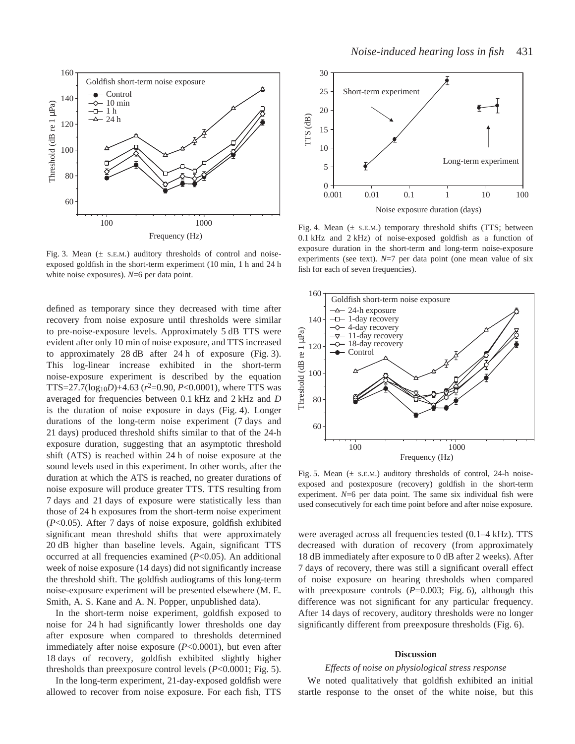Fig. 3. Mean (± S.E.M.) auditory thresholds of control and noise-exposed goldfish in the short-term experiment (10 min, 1 h and 24 h white noise exposures). $N$=6 per data point.

Fig. 4. Mean (± S.E.M.) temporary threshold shifts (TTS; between 0.1 kHz and 2 kHz) of noise-exposed goldfish as a function of exposure duration in the short-term and long-term noise-exposure experiments (see text). $N$=7 per data point (one mean value of six fish for each of seven frequencies).

Fig. 5. Mean (± S.E.M.) auditory thresholds of control, 24-h noise-exposed and postexposure (recovery) goldfish in the short-term experiment. $N$=6 per data point. The same six individual fish were used consecutively for each time point before and after noise exposure.

defined as temporary since they decreased with time after recovery from noise exposure until thresholds were similar to pre-noise-exposure levels. Approximately 5 dB TTS were evident after only 10 min of noise exposure, and TTS increased to approximately 28 dB after 24 h of exposure (Fig. 3). This log-linear increase exhibited in the short-term noise-exposure experiment is described by the equation TTS=27.7($\log_{10}D$)+4.63 ($r^2$=0.90, $P$<0.0001), where TTS was averaged for frequencies between 0.1 kHz and 2 kHz and $D$ is the duration of noise exposure in days (Fig. 4). Longer durations of the long-term noise experiment (7 days and 21 days) produced threshold shifts similar to that of the 24-h exposure duration, suggesting that an asymptotic threshold shift (ATS) is reached within 24 h of noise exposure at the sound levels used in this experiment. In other words, after the duration at which the ATS is reached, no greater durations of noise exposure will produce greater TTS. TTS resulting from 7 days and 21 days of exposure were statistically less than those of 24 h exposures from the short-term noise experiment ($P$<0.05). After 7 days of noise exposure, goldfish exhibited significant mean threshold shifts that were approximately 20 dB higher than baseline levels. Again, significant TTS occurred at all frequencies examined ($P$<0.05). An additional week of noise exposure (14 days) did not significantly increase the threshold shift. The goldfish audiograms of this long-term noise-exposure experiment will be presented elsewhere (M. E. Smith, A. S. Kane and A. N. Popper, unpublished data).

In the short-term noise experiment, goldfish exposed to noise for 24 h had significantly lower thresholds one day after exposure when compared to thresholds determined immediately after noise exposure ($P$<0.0001), but even after 18 days of recovery, goldfish exhibited slightly higher thresholds than preexposure control levels ($P$<0.0001; Fig. 5).

In the long-term experiment, 21-day-exposed goldfish were allowed to recover from noise exposure. For each fish, TTS were averaged across all frequencies tested (0.1–4 kHz). TTS decreased with duration of recovery (from approximately 18 dB immediately after exposure to 0 dB after 2 weeks). After 7 days of recovery, there was still a significant overall effect of noise exposure on hearing thresholds when compared with preexposure controls ($P$=0.003; Fig. 6), although this difference was not significant for any particular frequency. After 14 days of recovery, auditory thresholds were no longer significantly different from preexposure thresholds (Fig. 6).

## Discussion

### *Effects of noise on physiological stress response*

We noted qualitatively that goldfish exhibited an initial startle response to the onset of the white noise, but this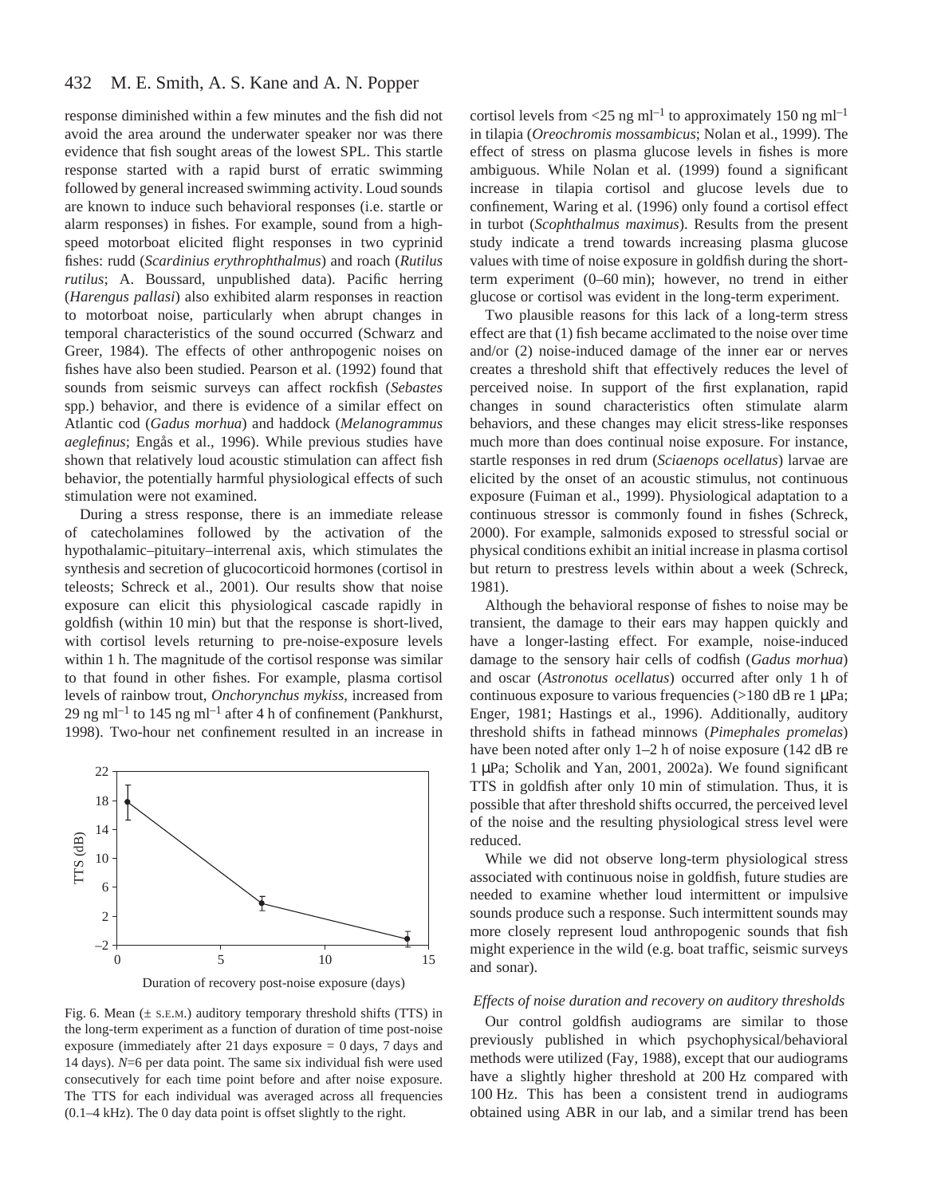response diminished within a few minutes and the fish did not avoid the area around the underwater speaker nor was there evidence that fish sought areas of the lowest SPL. This startle response started with a rapid burst of erratic swimming followed by general increased swimming activity. Loud sounds are known to induce such behavioral responses (i.e. startle or alarm responses) in fishes. For example, sound from a high-speed motorboat elicited flight responses in two cyprinid fishes: rudd (*Scardinius erythrophthalmus*) and roach (*Rutilus rutilus*; A. Boussard, unpublished data). Pacific herring (*Harengus pallasi*) also exhibited alarm responses in reaction to motorboat noise, particularly when abrupt changes in temporal characteristics of the sound occurred (Schwarz and Greer, 1984). The effects of other anthropogenic noises on fishes have also been studied. Pearson et al. (1992) found that sounds from seismic surveys can affect rockfish (*Sebastes* spp.) behavior, and there is evidence of a similar effect on Atlantic cod (*Gadus morhua*) and haddock (*Melanogrammus aeglefinus*; Engås et al., 1996). While previous studies have shown that relatively loud acoustic stimulation can affect fish behavior, the potentially harmful physiological effects of such stimulation were not examined.

During a stress response, there is an immediate release of catecholamines followed by the activation of the hypothalamic–pituitary–interrenal axis, which stimulates the synthesis and secretion of glucocorticoid hormones (cortisol in teleosts; Schreck et al., 2001). Our results show that noise exposure can elicit this physiological cascade rapidly in goldfish (within 10 min) but that the response is short-lived, with cortisol levels returning to pre-noise-exposure levels within 1 h. The magnitude of the cortisol response was similar to that found in other fishes. For example, plasma cortisol levels of rainbow trout, *Onchorynchus mykiss*, increased from 29 ng ml$^{-1}$ to 145 ng ml$^{-1}$ after 4 h of confinement (Pankhurst, 1998). Two-hour net confinement resulted in an increase in cortisol levels from <25 ng ml$^{-1}$ to approximately 150 ng ml$^{-1}$ in tilapia (*Oreochromis mossambicus*; Nolan et al., 1999). The effect of stress on plasma glucose levels in fishes is more ambiguous. While Nolan et al. (1999) found a significant increase in tilapia cortisol and glucose levels due to confinement, Waring et al. (1996) only found a cortisol effect in turbot (*Scophthalmus maximus*). Results from the present study indicate a trend towards increasing plasma glucose values with time of noise exposure in goldfish during the short-term experiment (0–60 min); however, no trend in either glucose or cortisol was evident in the long-term experiment.

Two plausible reasons for this lack of a long-term stress effect are that (1) fish became acclimated to the noise over time and/or (2) noise-induced damage of the inner ear or nerves creates a threshold shift that effectively reduces the level of perceived noise. In support of the first explanation, rapid changes in sound characteristics often stimulate alarm behaviors, and these changes may elicit stress-like responses much more than does continual noise exposure. For instance, startle responses in red drum (*Sciaenops ocellatus*) larvae are elicited by the onset of an acoustic stimulus, not continuous exposure (Fuiman et al., 1999). Physiological adaptation to a continuous stressor is commonly found in fishes (Schreck, 2000). For example, salmonids exposed to stressful social or physical conditions exhibit an initial increase in plasma cortisol but return to prestress levels within about a week (Schreck, 1981).

Although the behavioral response of fishes to noise may be transient, the damage to their ears may happen quickly and have a longer-lasting effect. For example, noise-induced damage to the sensory hair cells of codfish (*Gadus morhua*) and oscar (*Astronotus ocellatus*) occurred after only 1 h of continuous exposure to various frequencies (>180 dB re 1 μPa; Enger, 1981; Hastings et al., 1996). Additionally, auditory threshold shifts in fathead minnows (*Pimephales promelas*) have been noted after only 1–2 h of noise exposure (142 dB re 1 μPa; Scholik and Yan, 2001, 2002a). We found significant TTS in goldfish after only 10 min of stimulation. Thus, it is possible that after threshold shifts occurred, the perceived level of the noise and the resulting physiological stress level were reduced.

While we did not observe long-term physiological stress associated with continuous noise in goldfish, future studies are needed to examine whether loud intermittent or impulsive sounds produce such a response. Such intermittent sounds may more closely represent loud anthropogenic sounds that fish might experience in the wild (e.g. boat traffic, seismic surveys and sonar).

Fig. 6. Mean (± S.E.M.) auditory temporary threshold shifts (TTS) in the long-term experiment as a function of duration of time post-noise exposure (immediately after 21 days exposure = 0 days, 7 days and 14 days). *N*=6 per data point. The same six individual fish were used consecutively for each time point before and after noise exposure. The TTS for each individual was averaged across all frequencies (0.1–4 kHz). The 0 day data point is offset slightly to the right.

### *Effects of noise duration and recovery on auditory thresholds*

Our control goldfish audiograms are similar to those previously published in which psychophysical/behavioral methods were utilized (Fay, 1988), except that our audiograms have a slightly higher threshold at 200 Hz compared with 100 Hz. This has been a consistent trend in audiograms obtained using ABR in our lab, and a similar trend has been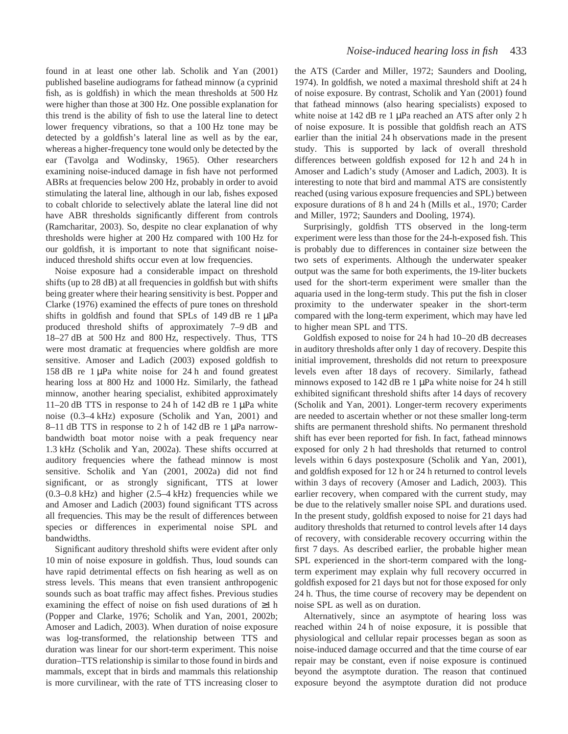found in at least one other lab. Scholik and Yan (2001) published baseline audiograms for fathead minnow (a cyprinid fish, as is goldfish) in which the mean thresholds at 500 Hz were higher than those at 300 Hz. One possible explanation for this trend is the ability of fish to use the lateral line to detect lower frequency vibrations, so that a 100 Hz tone may be detected by a goldfish's lateral line as well as by the ear, whereas a higher-frequency tone would only be detected by the ear (Tavolga and Wodinsky, 1965). Other researchers examining noise-induced damage in fish have not performed ABRs at frequencies below 200 Hz, probably in order to avoid stimulating the lateral line, although in our lab, fishes exposed to cobalt chloride to selectively ablate the lateral line did not have ABR thresholds significantly different from controls (Ramcharitar, 2003). So, despite no clear explanation of why thresholds were higher at 200 Hz compared with 100 Hz for our goldfish, it is important to note that significant noise-induced threshold shifts occur even at low frequencies.

Noise exposure had a considerable impact on threshold shifts (up to 28 dB) at all frequencies in goldfish but with shifts being greater where their hearing sensitivity is best. Popper and Clarke (1976) examined the effects of pure tones on threshold shifts in goldfish and found that SPLs of 149 dB re 1 μPa produced threshold shifts of approximately 7–9 dB and 18–27 dB at 500 Hz and 800 Hz, respectively. Thus, TTS were most dramatic at frequencies where goldfish are more sensitive. Amoser and Ladich (2003) exposed goldfish to 158 dB re 1 μPa white noise for 24 h and found greatest hearing loss at 800 Hz and 1000 Hz. Similarly, the fathead minnow, another hearing specialist, exhibited approximately 11–20 dB TTS in response to 24 h of 142 dB re 1 μPa white noise (0.3–4 kHz) exposure (Scholik and Yan, 2001) and 8–11 dB TTS in response to 2 h of 142 dB re 1 μPa narrow-bandwidth boat motor noise with a peak frequency near 1.3 kHz (Scholik and Yan, 2002a). These shifts occurred at auditory frequencies where the fathead minnow is most sensitive. Scholik and Yan (2001, 2002a) did not find significant, or as strongly significant, TTS at lower (0.3–0.8 kHz) and higher (2.5–4 kHz) frequencies while we and Amoser and Ladich (2003) found significant TTS across all frequencies. This may be the result of differences between species or differences in experimental noise SPL and bandwidths.

Significant auditory threshold shifts were evident after only 10 min of noise exposure in goldfish. Thus, loud sounds can have rapid detrimental effects on fish hearing as well as on stress levels. This means that even transient anthropogenic sounds such as boat traffic may affect fishes. Previous studies examining the effect of noise on fish used durations of ≥1 h (Popper and Clarke, 1976; Scholik and Yan, 2001, 2002b; Amoser and Ladich, 2003). When duration of noise exposure was log-transformed, the relationship between TTS and duration was linear for our short-term experiment. This noise duration–TTS relationship is similar to those found in birds and mammals, except that in birds and mammals this relationship is more curvilinear, with the rate of TTS increasing closer to the ATS (Carder and Miller, 1972; Saunders and Dooling, 1974). In goldfish, we noted a maximal threshold shift at 24 h of noise exposure. By contrast, Scholik and Yan (2001) found that fathead minnows (also hearing specialists) exposed to white noise at 142 dB re 1 μPa reached an ATS after only 2 h of noise exposure. It is possible that goldfish reach an ATS earlier than the initial 24 h observations made in the present study. This is supported by lack of overall threshold differences between goldfish exposed for 12 h and 24 h in Amoser and Ladich's study (Amoser and Ladich, 2003). It is interesting to note that bird and mammal ATS are consistently reached (using various exposure frequencies and SPL) between exposure durations of 8 h and 24 h (Mills et al., 1970; Carder and Miller, 1972; Saunders and Dooling, 1974).

Surprisingly, goldfish TTS observed in the long-term experiment were less than those for the 24-h-exposed fish. This is probably due to differences in container size between the two sets of experiments. Although the underwater speaker output was the same for both experiments, the 19-liter buckets used for the short-term experiment were smaller than the aquaria used in the long-term study. This put the fish in closer proximity to the underwater speaker in the short-term compared with the long-term experiment, which may have led to higher mean SPL and TTS.

Goldfish exposed to noise for 24 h had 10–20 dB decreases in auditory thresholds after only 1 day of recovery. Despite this initial improvement, thresholds did not return to preexposure levels even after 18 days of recovery. Similarly, fathead minnows exposed to 142 dB re 1 μPa white noise for 24 h still exhibited significant threshold shifts after 14 days of recovery (Scholik and Yan, 2001). Longer-term recovery experiments are needed to ascertain whether or not these smaller long-term shifts are permanent threshold shifts. No permanent threshold shift has ever been reported for fish. In fact, fathead minnows exposed for only 2 h had thresholds that returned to control levels within 6 days postexposure (Scholik and Yan, 2001), and goldfish exposed for 12 h or 24 h returned to control levels within 3 days of recovery (Amoser and Ladich, 2003). This earlier recovery, when compared with the current study, may be due to the relatively smaller noise SPL and durations used. In the present study, goldfish exposed to noise for 21 days had auditory thresholds that returned to control levels after 14 days of recovery, with considerable recovery occurring within the first 7 days. As described earlier, the probable higher mean SPL experienced in the short-term compared with the long-term experiment may explain why full recovery occurred in goldfish exposed for 21 days but not for those exposed for only 24 h. Thus, the time course of recovery may be dependent on noise SPL as well as on duration.

Alternatively, since an asymptote of hearing loss was reached within 24 h of noise exposure, it is possible that physiological and cellular repair processes began as soon as noise-induced damage occurred and that the time course of ear repair may be constant, even if noise exposure is continued beyond the asymptote duration. The reason that continued exposure beyond the asymptote duration did not produce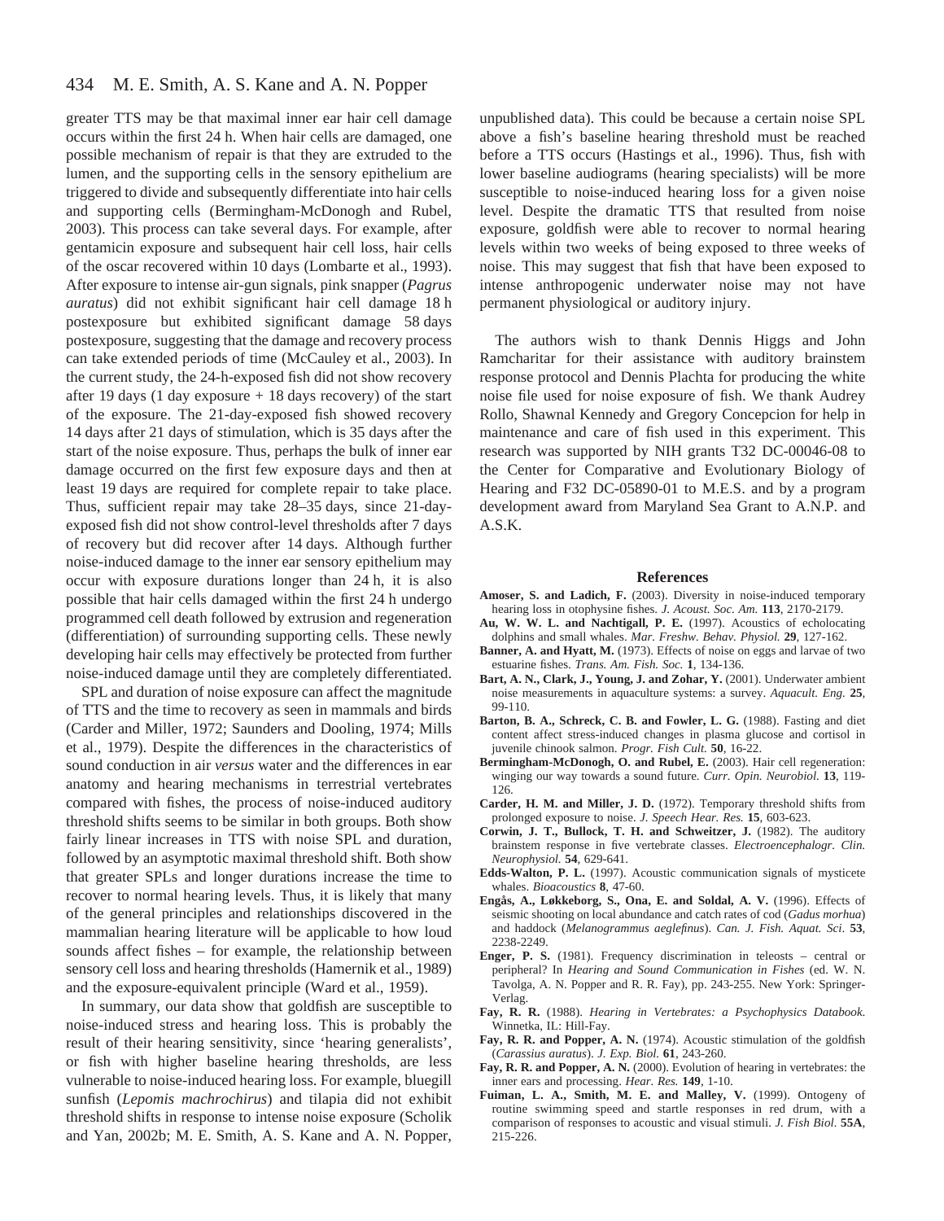greater TTS may be that maximal inner ear hair cell damage occurs within the first 24 h. When hair cells are damaged, one possible mechanism of repair is that they are extruded to the lumen, and the supporting cells in the sensory epithelium are triggered to divide and subsequently differentiate into hair cells and supporting cells (Bermingham-McDonogh and Rubel, 2003). This process can take several days. For example, after gentamicin exposure and subsequent hair cell loss, hair cells of the oscar recovered within 10 days (Lombarte et al., 1993). After exposure to intense air-gun signals, pink snapper (*Pagrus auratus*) did not exhibit significant hair cell damage 18 h postexposure but exhibited significant damage 58 days postexposure, suggesting that the damage and recovery process can take extended periods of time (McCauley et al., 2003). In the current study, the 24-h-exposed fish did not show recovery after 19 days (1 day exposure + 18 days recovery) of the start of the exposure. The 21-day-exposed fish showed recovery 14 days after 21 days of stimulation, which is 35 days after the start of the noise exposure. Thus, perhaps the bulk of inner ear damage occurred on the first few exposure days and then at least 19 days are required for complete repair to take place. Thus, sufficient repair may take 28–35 days, since 21-day-exposed fish did not show control-level thresholds after 7 days of recovery but did recover after 14 days. Although further noise-induced damage to the inner ear sensory epithelium may occur with exposure durations longer than 24 h, it is also possible that hair cells damaged within the first 24 h undergo programmed cell death followed by extrusion and regeneration (differentiation) of surrounding supporting cells. These newly developing hair cells may effectively be protected from further noise-induced damage until they are completely differentiated.

SPL and duration of noise exposure can affect the magnitude of TTS and the time to recovery as seen in mammals and birds (Carder and Miller, 1972; Saunders and Dooling, 1974; Mills et al., 1979). Despite the differences in the characteristics of sound conduction in air *versus* water and the differences in ear anatomy and hearing mechanisms in terrestrial vertebrates compared with fishes, the process of noise-induced auditory threshold shifts seems to be similar in both groups. Both show fairly linear increases in TTS with noise SPL and duration, followed by an asymptotic maximal threshold shift. Both show that greater SPLs and longer durations increase the time to recover to normal hearing levels. Thus, it is likely that many of the general principles and relationships discovered in the mammalian hearing literature will be applicable to how loud sounds affect fishes – for example, the relationship between sensory cell loss and hearing thresholds (Hamernik et al., 1989) and the exposure-equivalent principle (Ward et al., 1959).

In summary, our data show that goldfish are susceptible to noise-induced stress and hearing loss. This is probably the result of their hearing sensitivity, since 'hearing generalists', or fish with higher baseline hearing thresholds, are less vulnerable to noise-induced hearing loss. For example, bluegill sunfish (*Lepomis machrochirus*) and tilapia did not exhibit threshold shifts in response to intense noise exposure (Scholik and Yan, 2002b; M. E. Smith, A. S. Kane and A. N. Popper, unpublished data). This could be because a certain noise SPL above a fish's baseline hearing threshold must be reached before a TTS occurs (Hastings et al., 1996). Thus, fish with lower baseline audiograms (hearing specialists) will be more susceptible to noise-induced hearing loss for a given noise level. Despite the dramatic TTS that resulted from noise exposure, goldfish were able to recover to normal hearing levels within two weeks of being exposed to three weeks of noise. This may suggest that fish that have been exposed to intense anthropogenic underwater noise may not have permanent physiological or auditory injury.

The authors wish to thank Dennis Higgs and John Ramcharitar for their assistance with auditory brainstem response protocol and Dennis Plachta for producing the white noise file used for noise exposure of fish. We thank Audrey Rollo, Shawnal Kennedy and Gregory Concepcion for help in maintenance and care of fish used in this experiment. This research was supported by NIH grants T32 DC-00046-08 to the Center for Comparative and Evolutionary Biology of Hearing and F32 DC-05890-01 to M.E.S. and by a program development award from Maryland Sea Grant to A.N.P. and A.S.K.

## References

**Amoser, S. and Ladich, F.** (2003). Diversity in noise-induced temporary hearing loss in otophysine fishes. *J. Acoust. Soc. Am.* **113**, 2170-2179.

**Au, W. W. L. and Nachtigall, P. E.** (1997). Acoustics of echolocating dolphins and small whales. *Mar. Freshw. Behav. Physiol.* **29**, 127-162.

**Banner, A. and Hyatt, M.** (1973). Effects of noise on eggs and larvae of two estuarine fishes. *Trans. Am. Fish. Soc.* **1**, 134-136.

**Bart, A. N., Clark, J., Young, J. and Zohar, Y.** (2001). Underwater ambient noise measurements in aquaculture systems: a survey. *Aquacult. Eng.* **25**, 99-110.

**Barton, B. A., Schreck, C. B. and Fowler, L. G.** (1988). Fasting and diet content affect stress-induced changes in plasma glucose and cortisol in juvenile chinook salmon. *Progr. Fish Cult.* **50**, 16-22.

**Bermingham-McDonogh, O. and Rubel, E.** (2003). Hair cell regeneration: winging our way towards a sound future. *Curr. Opin. Neurobiol.* **13**, 119-126.

**Carder, H. M. and Miller, J. D.** (1972). Temporary threshold shifts from prolonged exposure to noise. *J. Speech Hear. Res.* **15**, 603-623.

**Corwin, J. T., Bullock, T. H. and Schweitzer, J.** (1982). The auditory brainstem response in five vertebrate classes. *Electroencephalogr. Clin. Neurophysiol.* **54**, 629-641.

**Edds-Walton, P. L.** (1997). Acoustic communication signals of mysticete whales. *Bioacoustics* **8**, 47-60.

**Engås, A., Løkkeborg, S., Ona, E. and Soldal, A. V.** (1996). Effects of seismic shooting on local abundance and catch rates of cod (*Gadus morhua*) and haddock (*Melanogrammus aeglefinus*). *Can. J. Fish. Aquat. Sci.* **53**, 2238-2249.

**Enger, P. S.** (1981). Frequency discrimination in teleosts – central or peripheral? In *Hearing and Sound Communication in Fishes* (ed. W. N. Tavolga, A. N. Popper and R. R. Fay), pp. 243-255. New York: Springer-Verlag.

**Fay, R. R.** (1988). *Hearing in Vertebrates: a Psychophysics Databook.* Winnetka, IL: Hill-Fay.

**Fay, R. R. and Popper, A. N.** (1974). Acoustic stimulation of the goldfish (*Carassius auratus*). *J. Exp. Biol.* **61**, 243-260.

**Fay, R. R. and Popper, A. N.** (2000). Evolution of hearing in vertebrates: the inner ears and processing. *Hear. Res.* **149**, 1-10.

**Fuiman, L. A., Smith, M. E. and Malley, V.** (1999). Ontogeny of routine swimming speed and startle responses in red drum, with a comparison of responses to acoustic and visual stimuli. *J. Fish Biol.* **55A**, 215-226.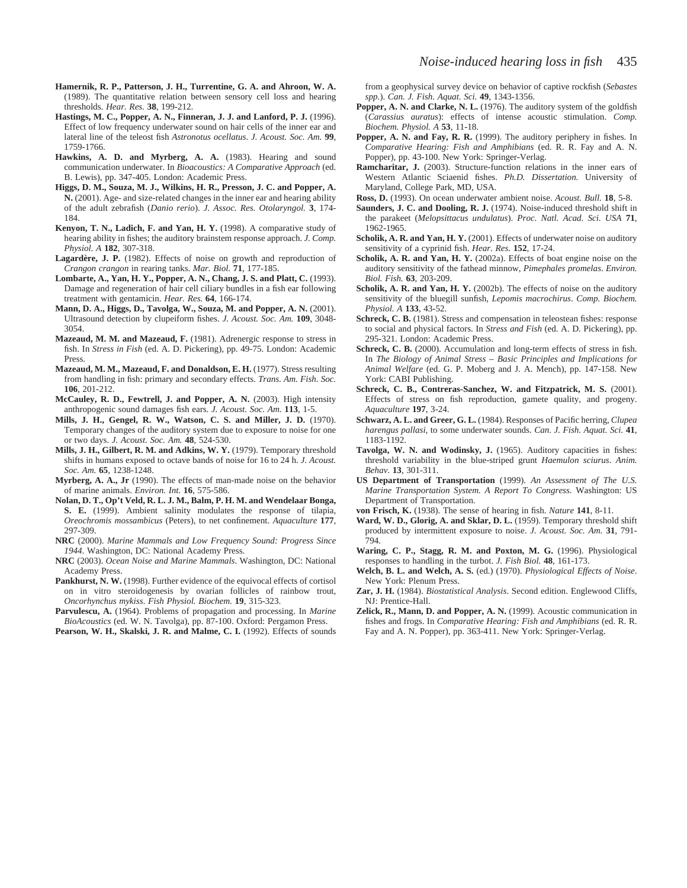**Hamernik, R. P., Patterson, J. H., Turrentine, G. A. and Ahroon, W. A.** (1989). The quantitative relation between sensory cell loss and hearing thresholds. *Hear. Res.* **38**, 199-212.

**Hastings, M. C., Popper, A. N., Finneran, J. J. and Lanford, P. J.** (1996). Effect of low frequency underwater sound on hair cells of the inner ear and lateral line of the teleost fish *Astronotus ocellatus*. *J. Acoust. Soc. Am.* **99**, 1759-1766.

**Hawkins, A. D. and Myrberg, A. A.** (1983). Hearing and sound communication underwater. In *Bioacoustics: A Comparative Approach* (ed. B. Lewis), pp. 347-405. London: Academic Press.

**Higgs, D. M., Souza, M. J., Wilkins, H. R., Presson, J. C. and Popper, A. N.** (2001). Age- and size-related changes in the inner ear and hearing ability of the adult zebrafish (*Danio rerio*). *J. Assoc. Res. Otolaryngol.* **3**, 174-184.

**Kenyon, T. N., Ladich, F. and Yan, H. Y.** (1998). A comparative study of hearing ability in fishes; the auditory brainstem response approach. *J. Comp. Physiol. A* **182**, 307-318.

**Lagardère, J. P.** (1982). Effects of noise on growth and reproduction of *Crangon crangon* in rearing tanks. *Mar. Biol.* **71**, 177-185.

**Lombarte, A., Yan, H. Y., Popper, A. N., Chang, J. S. and Platt, C.** (1993). Damage and regeneration of hair cell ciliary bundles in a fish ear following treatment with gentamicin. *Hear. Res.* **64**, 166-174.

**Mann, D. A., Higgs, D., Tavolga, W., Souza, M. and Popper, A. N.** (2001). Ultrasound detection by clupeiform fishes. *J. Acoust. Soc. Am.* **109**, 3048-3054.

**Mazeaud, M. M. and Mazeaud, F.** (1981). Adrenergic response to stress in fish. In *Stress in Fish* (ed. A. D. Pickering), pp. 49-75. London: Academic Press.

**Mazeaud, M. M., Mazeaud, F. and Donaldson, E. H.** (1977). Stress resulting from handling in fish: primary and secondary effects. *Trans. Am. Fish. Soc.* **106**, 201-212.

**McCauley, R. D., Fewtrell, J. and Popper, A. N.** (2003). High intensity anthropogenic sound damages fish ears. *J. Acoust. Soc. Am.* **113**, 1-5.

**Mills, J. H., Gengel, R. W., Watson, C. S. and Miller, J. D.** (1970). Temporary changes of the auditory system due to exposure to noise for one or two days. *J. Acoust. Soc. Am.* **48**, 524-530.

**Mills, J. H., Gilbert, R. M. and Adkins, W. Y.** (1979). Temporary threshold shifts in humans exposed to octave bands of noise for 16 to 24 h. *J. Acoust. Soc. Am.* **65**, 1238-1248.

**Myrberg, A. A., Jr** (1990). The effects of man-made noise on the behavior of marine animals. *Environ. Int.* **16**, 575-586.

**Nolan, D. T., Op't Veld, R. L. J. M., Balm, P. H. M. and Wendelaar Bonga, S. E.** (1999). Ambient salinity modulates the response of tilapia, *Oreochromis mossambicus* (Peters), to net confinement. *Aquaculture* **177**, 297-309.

**NRC** (2000). *Marine Mammals and Low Frequency Sound: Progress Since 1944*. Washington, DC: National Academy Press.

**NRC** (2003). *Ocean Noise and Marine Mammals*. Washington, DC: National Academy Press.

**Pankhurst, N. W.** (1998). Further evidence of the equivocal effects of cortisol on in vitro steroidogenesis by ovarian follicles of rainbow trout, *Oncorhynchus mykiss*. *Fish Physiol. Biochem.* **19**, 315-323.

**Parvulescu, A.** (1964). Problems of propagation and processing. In *Marine BioAcoustics* (ed. W. N. Tavolga), pp. 87-100. Oxford: Pergamon Press.

**Pearson, W. H., Skalski, J. R. and Malme, C. I.** (1992). Effects of sounds from a geophysical survey device on behavior of captive rockfish (*Sebastes spp*.). *Can. J. Fish. Aquat. Sci.* **49**, 1343-1356.

**Popper, A. N. and Clarke, N. L.** (1976). The auditory system of the goldfish (*Carassius auratus*): effects of intense acoustic stimulation. *Comp. Biochem. Physiol. A* **53**, 11-18.

**Popper, A. N. and Fay, R. R.** (1999). The auditory periphery in fishes. In *Comparative Hearing: Fish and Amphibians* (ed. R. R. Fay and A. N. Popper), pp. 43-100. New York: Springer-Verlag.

**Ramcharitar, J.** (2003). Structure-function relations in the inner ears of Western Atlantic Sciaenid fishes. *Ph.D. Dissertation.* University of Maryland, College Park, MD, USA.

**Ross, D.** (1993). On ocean underwater ambient noise. *Acoust. Bull.* **18**, 5-8.

**Saunders, J. C. and Dooling, R. J.** (1974). Noise-induced threshold shift in the parakeet (*Melopsittacus undulatus*). *Proc. Natl. Acad. Sci. USA* **71**, 1962-1965.

**Scholik, A. R. and Yan, H. Y.** (2001). Effects of underwater noise on auditory sensitivity of a cyprinid fish. *Hear. Res.* **152**, 17-24.

**Scholik, A. R. and Yan, H. Y.** (2002a). Effects of boat engine noise on the auditory sensitivity of the fathead minnow, *Pimephales promelas*. *Environ. Biol. Fish.* **63**, 203-209.

**Scholik, A. R. and Yan, H. Y.** (2002b). The effects of noise on the auditory sensitivity of the bluegill sunfish, *Lepomis macrochirus*. *Comp. Biochem. Physiol. A* **133**, 43-52.

**Schreck, C. B.** (1981). Stress and compensation in teleostean fishes: response to social and physical factors. In *Stress and Fish* (ed. A. D. Pickering), pp. 295-321. London: Academic Press.

**Schreck, C. B.** (2000). Accumulation and long-term effects of stress in fish. In *The Biology of Animal Stress – Basic Principles and Implications for Animal Welfare* (ed. G. P. Moberg and J. A. Mench), pp. 147-158. New York: CABI Publishing.

**Schreck, C. B., Contreras-Sanchez, W. and Fitzpatrick, M. S.** (2001). Effects of stress on fish reproduction, gamete quality, and progeny. *Aquaculture* **197**, 3-24.

**Schwarz, A. L. and Greer, G. L.** (1984). Responses of Pacific herring, *Clupea harengus pallasi*, to some underwater sounds. *Can. J. Fish. Aquat. Sci.* **41**, 1183-1192.

**Tavolga, W. N. and Wodinsky, J.** (1965). Auditory capacities in fishes: threshold variability in the blue-striped grunt *Haemulon sciurus*. *Anim. Behav.* **13**, 301-311.

**US Department of Transportation** (1999). *An Assessment of The U.S. Marine Transportation System. A Report To Congress.* Washington: US Department of Transportation.

**von Frisch, K.** (1938). The sense of hearing in fish. *Nature* **141**, 8-11.

**Ward, W. D., Glorig, A. and Sklar, D. L.** (1959). Temporary threshold shift produced by intermittent exposure to noise. *J. Acoust. Soc. Am.* **31**, 791-794.

**Waring, C. P., Stagg, R. M. and Poxton, M. G.** (1996). Physiological responses to handling in the turbot. *J. Fish Biol.* **48**, 161-173.

**Welch, B. L. and Welch, A. S.** (ed.) (1970). *Physiological Effects of Noise*. New York: Plenum Press.

**Zar, J. H.** (1984). *Biostatistical Analysis*. Second edition. Englewood Cliffs, NJ: Prentice-Hall.

**Zelick, R., Mann, D. and Popper, A. N.** (1999). Acoustic communication in fishes and frogs. In *Comparative Hearing: Fish and Amphibians* (ed. R. R. Fay and A. N. Popper), pp. 363-411. New York: Springer-Verlag.